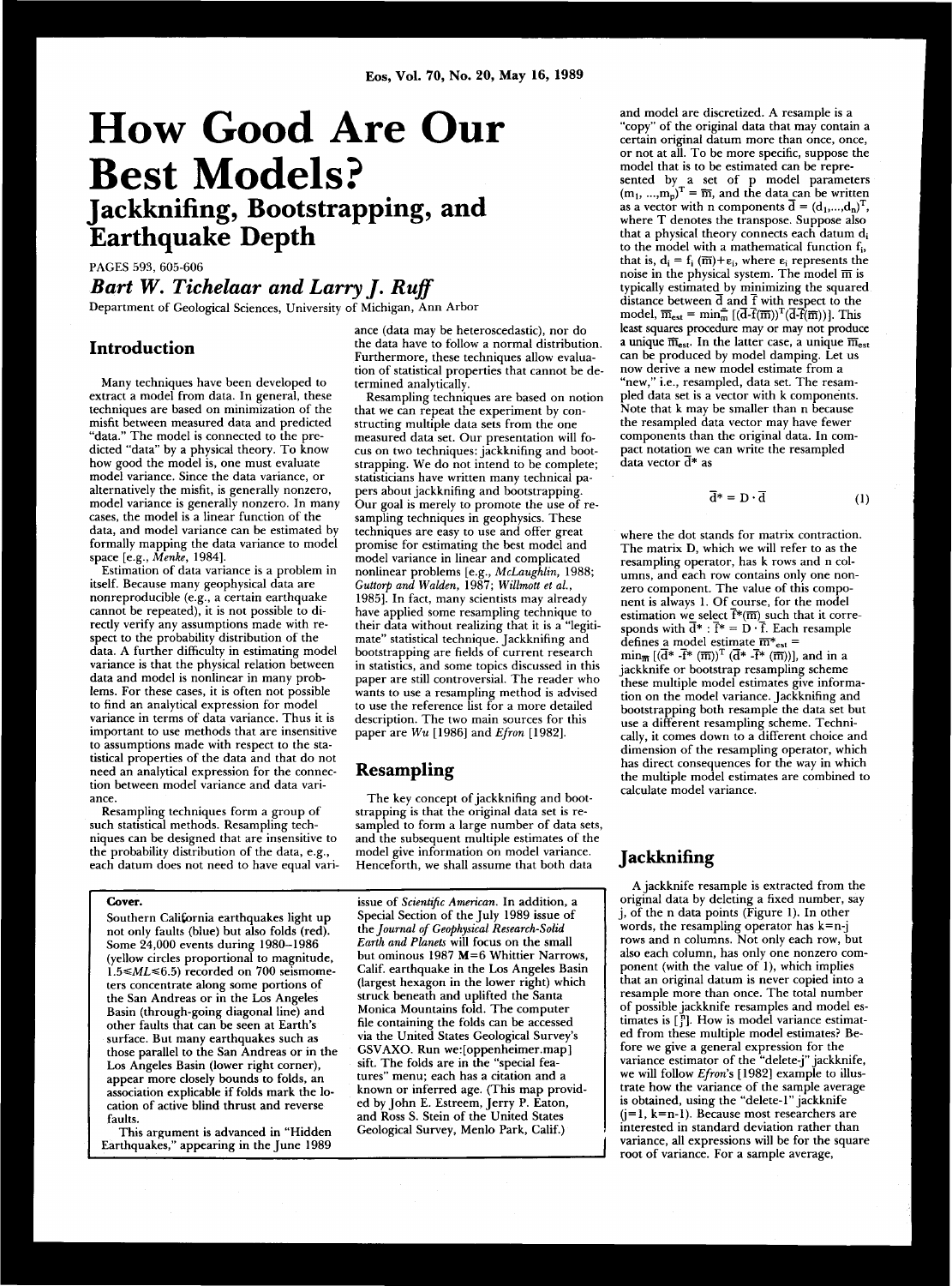# How Good Are Our Best Models?

## Jackknifing, Bootstrapping, and Earthquake Depth

PAGES 593, 605-606

***Bart W. Tichelaar and Larry J. Ruff***

Department of Geological Sciences, University of Michigan, Ann Arbor

## Introduction

Many techniques have been developed to extract a model from data. In general, these techniques are based on minimization of the misfit between measured data and predicted "data." The model is connected to the predicted "data" by a physical theory. To know how good the model is, one must evaluate model variance. Since the data variance, or alternatively the misfit, is generally nonzero, model variance is generally nonzero. In many cases, the model is a linear function of the data, and model variance can be estimated by formally mapping the data variance to model space [e.g., *Menke*, 1984].

Estimation of data variance is a problem in itself. Because many geophysical data are nonreproducible (e.g., a certain earthquake cannot be repeated), it is not possible to directly verify any assumptions made with respect to the probability distribution of the data. A further difficulty in estimating model variance is that the physical relation between data and model is nonlinear in many problems. For these cases, it is often not possible to find an analytical expression for model variance in terms of data variance. Thus it is important to use methods that are insensitive to assumptions made with respect to the statistical properties of the data and that do not need an analytical expression for the connection between model variance and data variance.

Resampling techniques form a group of such statistical methods. Resampling techniques can be designed that are insensitive to the probability distribution of the data, e.g., each datum does not need to have equal variance (data may be heteroscedastic), nor do the data have to follow a normal distribution. Furthermore, these techniques allow evaluation of statistical properties that cannot be determined analytically.

Resampling techniques are based on notion that we can repeat the experiment by constructing multiple data sets from the one measured data set. Our presentation will focus on two techniques: jackknifing and bootstrapping. We do not intend to be complete; statisticians have written many technical papers about jackknifing and bootstrapping. Our goal is merely to promote the use of resampling techniques in geophysics. These techniques are easy to use and offer great promise for estimating the best model and model variance in linear and complicated nonlinear problems [e.g., *McLaughlin*, 1988; *Guttorp and Walden*, 1987; *Willmott et al.*, 1985]. In fact, many scientists may already have applied some resampling technique to their data without realizing that it is a "legitimate" statistical technique. Jackknifing and bootstrapping are fields of current research in statistics, and some topics discussed in this paper are still controversial. The reader who wants to use a resampling method is advised to use the reference list for a more detailed description. The two main sources for this paper are *Wu* [1986] and *Efron* [1982].

## Resampling

The key concept of jackknifing and bootstrapping is that the original data set is resampled to form a large number of data sets, and the subsequent multiple estimates of the model give information on model variance. Henceforth, we shall assume that both data and model are discretized. A resample is a "copy" of the original data that may contain a certain original datum more than once, once, or not at all. To be more specific, suppose the model that is to be estimated can be represented by a set of p model parameters $(m_1, \ldots, m_p)^T = \overline{m}$, and the data can be written as a vector with n components $\overline{d} = (d_1, \ldots, d_n)^T$, where T denotes the transpose. Suppose also that a physical theory connects each datum $d_i$ to the model with a mathematical function $f_i$, that is, $d_i = f_i(\overline{m}) + \epsilon_i$, where $\epsilon_i$ represents the noise in the physical system. The model $\overline{m}$ is typically estimated by minimizing the squared distance between $\overline{d}$ and $\overline{f}$ with respect to the model, $\overline{m}_{est} = \min_{\overline{m}} [(\overline{d} - \overline{f}(\overline{m}))^T (\overline{d} - \overline{f}(\overline{m}))]$. This least squares procedure may or may not produce a unique $\overline{m}_{est}$. In the latter case, a unique $\overline{m}_{est}$ can be produced by model damping. Let us now derive a new model estimate from a "new," i.e., resampled, data set. The resampled data set is a vector with k components. Note that k may be smaller than n because the resampled data vector may have fewer components than the original data. In compact notation we can write the resampled data vector $\overline{d}^*$ as

$$\overline{d}^* = D \cdot \overline{d} \tag{1}$$

where the dot stands for matrix contraction. The matrix D, which we will refer to as the resampling operator, has k rows and n columns, and each row contains only one nonzero component. The value of this component is always 1. Of course, for the model estimation we select $\overline{f}^*(\overline{m})$ such that it corresponds with $\overline{d}^*$ : $\overline{f}^* = D \cdot \overline{f}$. Each resample defines a model estimate $\overline{m}^*_{est} = \min_{\overline{m}} [(\overline{d}^* - \overline{f}^*(\overline{m}))^T (\overline{d}^* - \overline{f}^*(\overline{m}))]$, and in a jackknife or bootstrap resampling scheme these multiple model estimates give information on the model variance. Jackknifing and bootstrapping both resample the data set but use a different resampling scheme. Technically, it comes down to a different choice and dimension of the resampling operator, which has direct consequences for the way in which the multiple model estimates are combined to calculate model variance.

## Jackknifing

A jackknife resample is extracted from the original data by deleting a fixed number, say j, of the n data points (Figure 1). In other words, the resampling operator has k=n-j rows and n columns. Not only each row, but also each column, has only one nonzero component (with the value of 1), which implies that an original datum is never copied into a resample more than once. The total number of possible jackknife resamples and model estimates is $\binom{n}{j}$. How is model variance estimated from these multiple model estimates? Before we give a general expression for the variance estimator of the "delete-j" jackknife, we will follow *Efron*'s [1982] example to illustrate how the variance of the sample average is obtained, using the "delete-1" jackknife (j=1, k=n-1). Because most researchers are interested in standard deviation rather than variance, all expressions will be for the square root of variance. For a sample average,

**Cover.**

Southern California earthquakes light up not only faults (blue) but also folds (red). Some 24,000 events during 1980–1986 (yellow circles proportional to magnitude, $1.5 \leq ML \leq 6.5$) recorded on 700 seismometers concentrate along some portions of the San Andreas or in the Los Angeles Basin (through-going diagonal line) and other faults that can be seen at Earth's surface. But many earthquakes such as those parallel to the San Andreas or in the Los Angeles Basin (lower right corner), appear more closely bounds to folds, an association explicable if folds mark the location of active blind thrust and reverse faults.

This argument is advanced in "Hidden Earthquakes," appearing in the June 1989 issue of *Scientific American*. In addition, a Special Section of the July 1989 issue of the *Journal of Geophysical Research-Solid Earth and Planets* will focus on the small but ominous 1987 M=6 Whittier Narrows, Calif. earthquake in the Los Angeles Basin (largest hexagon in the lower right) which struck beneath and uplifted the Santa Monica Mountains fold. The computer file containing the folds can be accessed via the United States Geological Survey's GSVAXO. Run we:[oppenheimer.map] sift. The folds are in the "special features" menu; each has a citation and a known or inferred age. (This map provided by John E. Estreem, Jerry P. Eaton, and Ross S. Stein of the United States Geological Survey, Menlo Park, Calif.)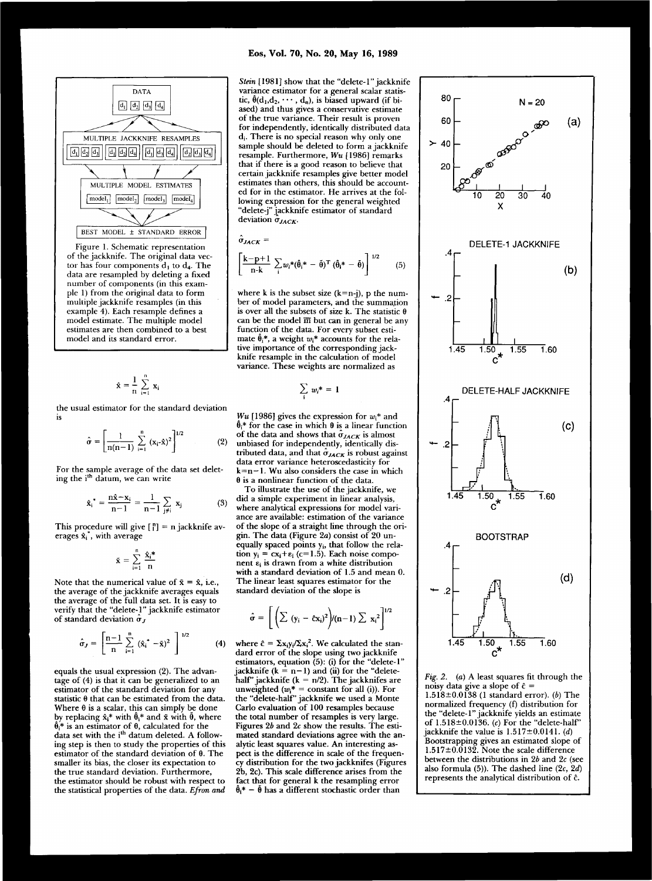Figure 1. Schematic representation of the jackknife. The original data vector has four components $d_1$ to $d_4$. The data are resampled by deleting a fixed number of components (in this example 1) from the original data to form multiple jackknife parameters (in this example 4). Each resample defines a model estimate. The multiple model estimates are then combined to a best model and its standard error.

$$\hat{x} = \frac{1}{n} \sum_{i=1}^{n} x_i$$

the usual estimator for the standard deviation is

$$\hat{\sigma} = \left[ \frac{1}{n(n-1)} \sum_{i=1}^{n} (x_i - \hat{x})^2 \right]^{1/2} \tag{2}$$

For the sample average of the data set deleting the $i^{th}$ datum, we can write

$$\hat{x}_i^* = \frac{n\hat{x} - x_i}{n-1} = \frac{1}{n-1} \sum_{j \neq i} x_j \tag{3}$$

This procedure will give $\binom{n}{1} = n$ jackknife averages $\hat{x}_i^*$, with average

$$\bar{x} = \sum_{i=1}^{n} \frac{\hat{x}_i^*}{n}$$

Note that the numerical value of $\bar{x} = \hat{x}$, i.e., the average of the jackknife averages equals the average of the full data set. It is easy to verify that the "delete-1" jackknife estimator of standard deviation $\hat{\sigma}_J$

$$\hat{\sigma}_J = \left[ \frac{n-1}{n} \sum_{i=1}^{n} (\hat{x}_i^* - \bar{x})^2 \right]^{1/2} \tag{4}$$

equals the usual expression (2). The advantage of (4) is that it can be generalized to an estimator of the standard deviation for any statistic $\theta$ that can be estimated from the data. Where $\theta$ is a scalar, this can simply be done by replacing $\hat{x}_i^*$ with $\hat{\theta}_i^*$ and $\bar{x}$ with $\bar{\theta}$, where $\hat{\theta}_i^*$ is an estimator of $\theta$, calculated for the data set with the $i^{th}$ datum deleted. A following step is then to study the properties of this estimator of the standard deviation of $\theta$. The smaller its bias, the closer its expectation to the true standard deviation. Furthermore, the estimator should be robust with respect to the statistical properties of the data. *Efron and Stein* [1981] show that the "delete-1" jackknife variance estimator for a general scalar statistic, $\hat{\theta}(d_1, d_2, \cdots, d_n)$, is biased upward (if biased) and thus gives a conservative estimate of the true variance. Their result is proven for independently, identically distributed data $d_i$. There is no special reason why only one sample should be deleted to form a jackknife resample. Furthermore, *Wu* [1986] remarks that if there is a good reason to believe that certain jackknife resamples give better model estimates than others, this should be accounted for in the estimator. He arrives at the following expression for the general weighted "delete-j" jackknife estimator of standard deviation $\hat{\sigma}_{JACK}$.

$$\hat{\sigma}_{JACK} = \left[ \frac{k-p+1}{n-k} \sum_i w_i^* (\hat{\theta}_i^* - \hat{\theta})^T (\hat{\theta}_i^* - \hat{\theta}) \right]^{1/2} \tag{5}$$

where k is the subset size (k=n−j), p the number of model parameters, and the summation is over all the subsets of size k. The statistic $\theta$ can be the model $\bar{m}$ but can in general be any function of the data. For every subset estimate $\hat{\theta}_i^*$, a weight $w_i^*$ accounts for the relative importance of the corresponding jackknife resample in the calculation of model variance. These weights are normalized as

$$\sum_i w_i^* = 1$$

*Wu* [1986] gives the expression for $w_i^*$ and $\hat{\theta}_i^*$ for the case in which $\theta$ is a linear function of the data and shows that $\hat{\sigma}_{JACK}$ is almost unbiased for independently, identically distributed data, and that $\hat{\sigma}_{JACK}$ is robust against data error variance heteroscedasticity for k=n−1. Wu also considers the case in which $\theta$ is a nonlinear function of the data.

To illustrate the use of the jackknife, we did a simple experiment in linear analysis, where analytical expressions for model variance are available: estimation of the variance of the slope of a straight line through the origin. The data (Figure 2*a*) consist of 20 unequally spaced points $y_i$, that follow the relation $y_i = cx_i + \varepsilon_i$ (c=1.5). Each noise component $\varepsilon_i$ is drawn from a white distribution with a standard deviation of 1.5 and mean 0. The linear least squares estimator for the standard deviation of the slope is

$$\hat{\sigma} = \left[ \left( \sum (y_i - \hat{c}x_i)^2 \right) / (n-1) \sum x_i^2 \right]^{1/2}$$

where $\hat{c} = \Sigma x_i y_i / \Sigma x_i^2$. We calculated the standard error of the slope using two jackknife estimators, equation (5): (i) for the "delete-1" jackknife (k = n−1) and (ii) for the "delete-half" jackknife (k = n/2). The jackknifes are unweighted ($w_i^*$ = constant for all (i)). For the "delete-half" jackknife we used a Monte Carlo evaluation of 100 resamples because the total number of resamples is very large. Figures 2*b* and 2*c* show the results. The estimated standard deviations agree with the analytic least squares value. An interesting aspect is the difference in scale of the frequency distribution for the two jackknifes (Figures 2b, 2c). This scale difference arises from the fact that for general k the resampling error $\hat{\theta}_i^* - \hat{\theta}$ has a different stochastic order than

*Fig. 2.* (*a*) A least squares fit through the noisy data give a slope of $\hat{c}$ = 1.518±0.0138 (1 standard error). (*b*) The normalized frequency (f) distribution for the "delete-1" jackknife yields an estimate of 1.518±0.0136. (*c*) For the "delete-half" jackknife the value is 1.517±0.0141. (*d*) Bootstrapping gives an estimated slope of 1.517±0.0132. Note the scale difference between the distributions in 2*b* and 2*c* (see also formula (5)). The dashed line (2*c*, 2*d*) represents the analytical distribution of $\hat{c}$.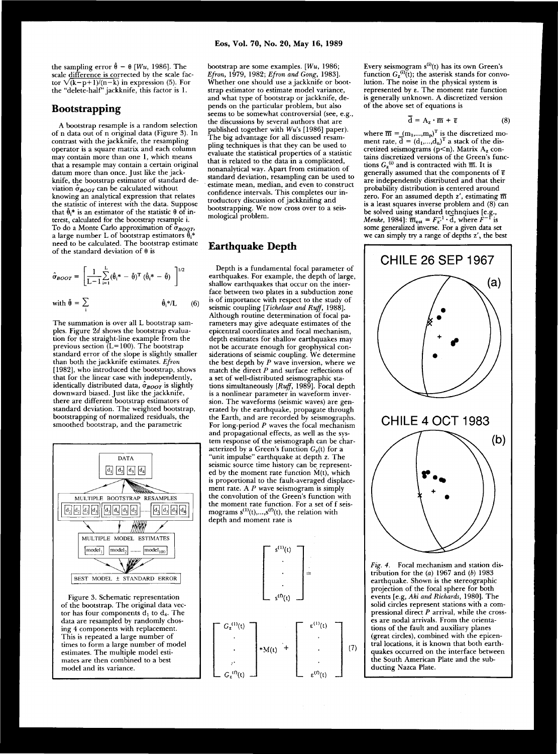the sampling error $\hat{\theta} - \theta$ [*Wu*, 1986]. The scale difference is corrected by the scale factor $\sqrt{(k-p+1)/(n-k)}$ in expression (5). For the "delete-half" jackknife, this factor is 1.

## Bootstrapping

A bootstrap resample is a random selection of n data out of n original data (Figure 3). In contrast with the jackknife, the resampling operator is a square matrix and each column may contain more than one 1, which means that a resample may contain a certain original datum more than once. Just like the jackknife, the bootstrap estimator of standard deviation $\hat{\sigma}_{BOOT}$ can be calculated without knowing an analytical expression that relates the statistic of interest with the data. Suppose that $\hat{\theta}_i^*$ is an estimator of the statistic $\theta$ of interest, calculated for the bootstrap resample i. To do a Monte Carlo approximation of $\hat{\sigma}_{BOOT}$, a large number L of bootstrap estimators $\hat{\theta}_i^*$ need to be calculated. The bootstrap estimate of the standard deviation of $\theta$ is

$$\hat{\sigma}_{BOOT} = \left[ \frac{1}{L-1} \sum_{i=1}^{L} (\hat{\theta}_i^* - \bar{\theta})^T (\hat{\theta}_i^* - \bar{\theta}) \right]^{1/2}$$

$$\text{with } \bar{\theta} = \sum_i \hat{\theta}_i^*/L \qquad (6)$$

The summation is over all L bootstrap samples. Figure 2*d* shows the bootstrap evaluation for the straight-line example from the previous section (L=100). The bootstrap standard error of the slope is slightly smaller than both the jackknife estimates. *Efron* [1982], who introduced the bootstrap, shows that for the linear case with independently, identically distributed data, $\hat{\sigma}_{BOOT}$ is slightly downward biased. Just like the jackknife, there are different bootstrap estimators of standard deviation. The weighted bootstrap, bootstrapping of normalized residuals, the smoothed bootstrap, and the parametric bootstrap are some examples. [*Wu*, 1986; *Efron*, 1979, 1982; *Efron and Gong*, 1983]. Whether one should use a jackknife or bootstrap estimator to estimate model variance, and what type of bootstrap or jackknife, depends on the particular problem, but also seems to be somewhat controversial (see, e.g., the discussions by several authors that are published together with *Wu*'s [1986] paper). The big advantage for all discussed resampling techniques is that they can be used to evaluate the statistical properties of a statistic that is related to the data in a complicated, nonanalytical way. Apart from estimation of standard deviation, resampling can be used to estimate mean, median, and even to construct confidence intervals. This completes our introductory discussion of jackknifing and bootstrapping. We now cross over to a seismological problem.

Figure 3. Schematic representation of the bootstrap. The original data vector has four components $d_1$ to $d_4$. The data are resampled by randomly choosing 4 components with replacement. This is repeated a large number of times to form a large number of model estimates. The multiple model estimates are then combined to a best model and its variance.

## Earthquake Depth

Depth is a fundamental focal parameter of earthquakes. For example, the depth of large, shallow earthquakes that occur on the interface between two plates in a subduction zone is of importance with respect to the study of seismic coupling [*Tichelaar and Ruff*, 1988]. Although routine determination of focal parameters may give adequate estimates of the epicentral coordinates and focal mechanism, depth estimates for shallow earthquakes may not be accurate enough for geophysical considerations of seismic coupling. We determine the best depth by *P* wave inversion, where we match the direct *P* and surface reflections of a set of well-distributed seismographic stations simultaneously [*Ruff*, 1989]. Focal depth is a nonlinear parameter in waveform inversion. The waveforms (seismic waves) are generated by the earthquake, propagate through the Earth, and are recorded by seismographs. For long-period *P* waves the focal mechanism and propagational effects, as well as the system response of the seismograph can be characterized by a Green's function $G_z(t)$ for a "unit impulse" earthquake at depth z. The seismic source time history can be represented by the moment rate function M(t), which is proportional to the fault-averaged displacement rate. A *P* wave seismogram is simply the convolution of the Green's function with the moment rate function. For a set of f seismograms $s^{(1)}(t),\ldots,s^{(f)}(t)$, the relation with depth and moment rate is

$$\begin{bmatrix} s^{(1)}(t) \\ \cdot \\ \cdot \\ \cdot \\ s^{(f)}(t) \end{bmatrix} = \begin{bmatrix} G_z^{(1)}(t) \\ \cdot \\ \cdot \\ \cdot \\ G_z^{(f)}(t) \end{bmatrix} * M(t) + \begin{bmatrix} \varepsilon^{(1)}(t) \\ \cdot \\ \cdot \\ \cdot \\ \varepsilon^{(f)}(t) \end{bmatrix} \qquad (7)$$

Every seismogram $s^{(i)}(t)$ has its own Green's function $G_z^{(i)}(t)$; the asterisk stands for convolution. The noise in the physical system is represented by $\varepsilon$. The moment rate function is generally unknown. A discretized version of the above set of equations is

$$\bar{d} = A_z \cdot \bar{m} + \bar{\varepsilon} \qquad (8)$$

where $\bar{m} = (m_1,\ldots,m_p)^T$ is the discretized moment rate, $\bar{d} = (d_1,\ldots,d_n)^T$ a stack of the discretized seismograms (p<n). Matrix $A_z$ contains discretized versions of the Green's functions $G_z^{(i)}$ and is contracted with $\bar{m}$. It is generally assumed that the components of $\bar{\varepsilon}$ are independently distributed and that their probability distribution is centered around zero. For an assumed depth z', estimating $\bar{m}$ is a least squares inverse problem and (8) can be solved using standard techniques [e.g., *Menke*, 1984]: $\bar{m}_{est} = F_{z'}^{-1} \cdot \bar{d}$, where $F^{-1}$ is some generalized inverse. For a given data set we can simply try a range of depths z', the best

CHILE 26 SEP 1967 (a)

CHILE 4 OCT 1983 (b)

*Fig. 4.* Focal mechanism and station distribution for the (*a*) 1967 and (*b*) 1983 earthquake. Shown is the stereographic projection of the focal sphere for both events [e.g, *Aki and Richards*, 1980]. The solid circles represent stations with a compressional direct *P* arrival, while the crosses are nodal arrivals. From the orientations of the fault and auxiliary planes (great circles), combined with the epicentral locations, it is known that both earthquakes occurred on the interface between the South American Plate and the subducting Nazca Plate.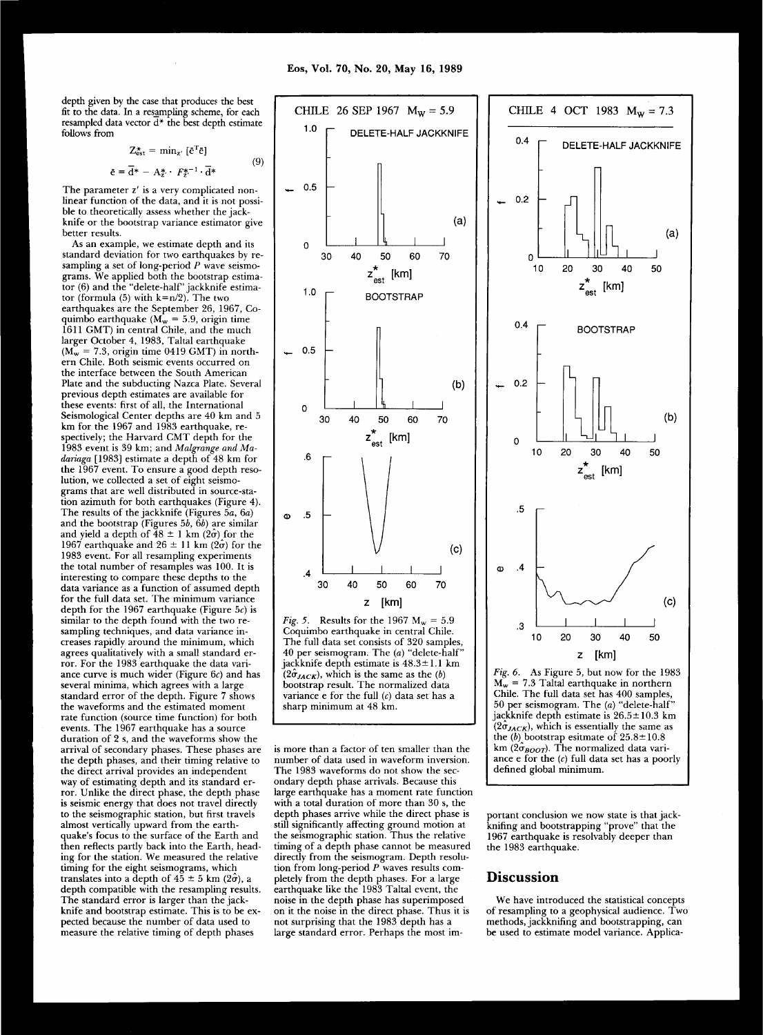depth given by the case that produces the best fit to the data. In a resampling scheme, for each resampled data vector $\bar{d}^*$ the best depth estimate follows from

$$Z^*_{est} = \min_{z'} [\bar{e}^T \bar{e}]$$
$$\bar{e} = \bar{d}^* - A^*_{z'} \cdot F^{*-1}_{z'} \cdot \bar{d}^* \tag{9}$$

The parameter $z'$ is a very complicated nonlinear function of the data, and it is not possible to theoretically assess whether the jackknife or the bootstrap variance estimator give better results.

As an example, we estimate depth and its standard deviation for two earthquakes by resampling a set of long-period $P$ wave seismograms. We applied both the bootstrap estimator (6) and the "delete-half" jackknife estimator (formula (5) with $k=n/2$). The two earthquakes are the September 26, 1967, Coquimbo earthquake ($M_w = 5.9$, origin time 1611 GMT) in central Chile, and the much larger October 4, 1983, Taltal earthquake ($M_w = 7.3$, origin time 0419 GMT) in northern Chile. Both seismic events occurred on the interface between the South American Plate and the subducting Nazca Plate. Several previous depth estimates are available for these events: first of all, the International Seismological Center depths are 40 km and 5 km for the 1967 and 1983 earthquake, respectively; the Harvard CMT depth for the 1983 event is 39 km; and *Malgrange and Madariaga* [1983] estimate a depth of 48 km for the 1967 event. To ensure a good depth resolution, we collected a set of eight seismograms that are well distributed in source-station azimuth for both earthquakes (Figure 4). The results of the jackknife (Figures 5*a*, 6*a*) and the bootstrap (Figures 5*b*, 6*b*) are similar and yield a depth of $48 \pm 1$ km ($2\hat{\sigma}$) for the 1967 earthquake and $26 \pm 11$ km ($2\hat{\sigma}$) for the 1983 event. For all resampling experiments the total number of resamples was 100. It is interesting to compare these depths to the data variance as a function of assumed depth for the full data set. The minimum variance depth for the 1967 earthquake (Figure 5*c*) is similar to the depth found with the two resampling techniques, and data variance increases rapidly around the minimum, which agrees qualitatively with a small standard error. For the 1983 earthquake the data variance curve is much wider (Figure 6*c*) and has several minima, which agrees with a large standard error of the depth. Figure 7 shows the waveforms and the estimated moment rate function (source time function) for both events. The 1967 earthquake has a source duration of 2 s, and the waveforms show the arrival of secondary phases. These phases are the depth phases, and their timing relative to the direct arrival provides an independent way of estimating depth and its standard error. Unlike the direct phase, the depth phase is seismic energy that does not travel directly to the seismographic station, but first travels almost vertically upward from the earthquake's focus to the surface of the Earth and then reflects partly back into the Earth, heading for the station. We measured the relative timing for the eight seismograms, which translates into a depth of $45 \pm 5$ km ($2\hat{\sigma}$), a depth compatible with the resampling results. The standard error is larger than the jackknife and bootstrap estimate. This is to be expected because the number of data used to measure the relative timing of depth phases is more than a factor of ten smaller than the number of data used in waveform inversion. The 1983 waveforms do not show the secondary depth phase arrivals. Because this large earthquake has a moment rate function with a total duration of more than 30 s, the depth phases arrive while the direct phase is still significantly affecting ground motion at the seismographic station. Thus the relative timing of a depth phase cannot be measured directly from the seismogram. Depth resolution from long-period $P$ waves results completely from the depth phases. For a large earthquake like the 1983 Taltal event, the noise in the depth phase has superimposed on it the noise in the direct phase. Thus it is not surprising that the 1983 depth has a large standard error. Perhaps the most important conclusion we now state is that jackknifing and bootstrapping "prove" that the 1967 earthquake is resolvably deeper than the 1983 earthquake.

*Fig. 5.* Results for the 1967 $M_w = 5.9$ Coquimbo earthquake in central Chile. The full data set consists of 320 samples, 40 per seismogram. The (*a*) "delete-half" jackknife depth estimate is $48.3 \pm 1.1$ km ($2\hat{\sigma}_{JACK}$), which is the same as the (*b*) bootstrap result. The normalized data variance e for the full (*c*) data set has a sharp minimum at 48 km.

*Fig. 6.* As Figure 5, but now for the 1983 $M_w = 7.3$ Taltal earthquake in northern Chile. The full data set has 400 samples, 50 per seismogram. The (*a*) "delete-half" jackknife depth estimate is $26.5 \pm 10.3$ km ($2\hat{\sigma}_{JACK}$), which is essentially the same as the (*b*) bootstrap esitmate of $25.8 \pm 10.8$ km ($2\hat{\sigma}_{BOOT}$). The normalized data variance e for the (*c*) full data set has a poorly defined global minimum.

## Discussion

We have introduced the statistical concepts of resampling to a geophysical audience. Two methods, jackknifing and bootstrapping, can be used to estimate model variance. Applica-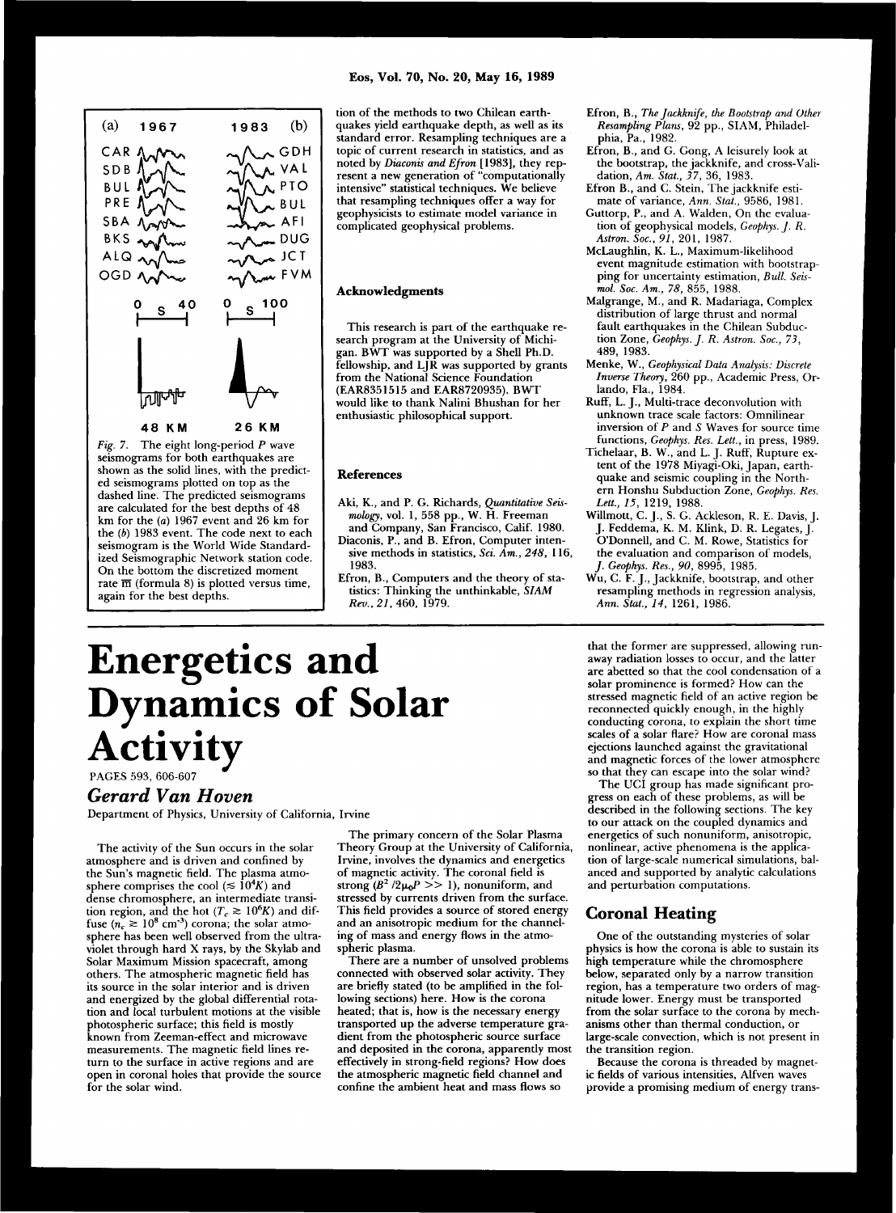(a) 1967

CAR
SDB
BUL
PRE
SBA
BKS
ALQ
OGD

0 S 40

48 KM

1983 (b)

GDH
VAL
PTO
BUL
AFI
DUG
JCT
FVM

0 S 100

26 KM

*Fig. 7.* The eight long-period *P* wave seismograms for both earthquakes are shown as the solid lines, with the predicted seismograms plotted on top as the dashed line. The predicted seismograms are calculated for the best depths of 48 km for the (*a*) 1967 event and 26 km for the (*b*) 1983 event. The code next to each seismogram is the World Wide Standardized Seismographic Network station code. On the bottom the discretized moment rate $\overline{m}$ (formula 8) is plotted versus time, again for the best depths.

tion of the methods to two Chilean earthquakes yield earthquake depth, as well as its standard error. Resampling techniques are a topic of current research in statistics, and as noted by *Diaconis and Efron* [1983], they represent a new generation of "computationally intensive" statistical techniques. We believe that resampling techniques offer a way for geophysicists to estimate model variance in complicated geophysical problems.

### Acknowledgments

This research is part of the earthquake research program at the University of Michigan. BWT was supported by a Shell Ph.D. fellowship, and LJR was supported by grants from the National Science Foundation (EAR8351515 and EAR8720935). BWT would like to thank Nalini Bhushan for her enthusiastic philosophical support.

### References

Aki, K., and P. G. Richards, *Quantitative Seismology*, vol. 1, 558 pp., W. H. Freeman and Company, San Francisco, Calif. 1980.

Diaconis, P., and B. Efron, Computer intensive methods in statistics, *Sci. Am.*, *248*, 116, 1983.

Efron, B., Computers and the theory of statistics: Thinking the unthinkable, *SIAM Rev.*, *21*, 460, 1979.

Efron, B., *The Jackknife, the Bootstrap and Other Resampling Plans*, 92 pp., SIAM, Philadelphia, Pa., 1982.

Efron, B., and G. Gong, A leisurely look at the bootstrap, the jackknife, and cross-Validation, *Am. Stat.*, *37*, 36, 1983.

Efron B., and C. Stein, The jackknife estimate of variance, *Ann. Stat.*, 9586, 1981.

Guttorp, P., and A. Walden, On the evaluation of geophysical models, *Geophys. J. R. Astron. Soc.*, *91*, 201, 1987.

McLaughlin, K. L., Maximum-likelihood event magnitude estimation with bootstrapping for uncertainty estimation, *Bull. Seismol. Soc. Am.*, *78*, 855, 1988.

Malgrange, M., and R. Madariaga, Complex distribution of large thrust and normal fault earthquakes in the Chilean Subduction Zone, *Geophys. J. R. Astron. Soc.*, *73*, 489, 1983.

Menke, W., *Geophysical Data Analysis: Discrete Inverse Theory*, 260 pp., Academic Press, Orlando, Fla., 1984.

Ruff, L. J., Multi-trace deconvolution with unknown trace scale factors: Omnilinear inversion of P and S Waves for source time functions, *Geophys. Res. Lett.*, in press, 1989.

Tichelaar, B. W., and L. J. Ruff, Rupture extent of the 1978 Miyagi-Oki, Japan, earthquake and seismic coupling in the Northern Honshu Subduction Zone, *Geophys. Res. Lett.*, *15*, 1219, 1988.

Willmott, C. J., S. G. Ackleson, R. E. Davis, J. J. Feddema, K. M. Klink, D. R. Legates, J. O'Donnell, and C. M. Rowe, Statistics for the evaluation and comparison of models, *J. Geophys. Res.*, *90*, 8995, 1985.

Wu, C. F. J., Jackknife, bootstrap, and other resampling methods in regression analysis, *Ann. Stat.*, *14*, 1261, 1986.

# Energetics and Dynamics of Solar Activity

PAGES 593, 606-607

## *Gerard Van Hoven*

Department of Physics, University of California, Irvine

The activity of the Sun occurs in the solar atmosphere and is driven and confined by the Sun's magnetic field. The plasma atmosphere comprises the cool ($\lesssim 10^4 K$) and dense chromosphere, an intermediate transition region, and the hot ($T_c \gtrsim 10^6 K$) and diffuse ($n_c \gtrsim 10^8$ cm$^{-3}$) corona; the solar atmosphere has been well observed from the ultraviolet through hard X rays, by the Skylab and Solar Maximum Mission spacecraft, among others. The atmospheric magnetic field has its source in the solar interior and is driven and energized by the global differential rotation and local turbulent motions at the visible photospheric surface; this field is mostly known from Zeeman-effect and microwave measurements. The magnetic field lines return to the surface in active regions and are open in coronal holes that provide the source for the solar wind.

The primary concern of the Solar Plasma Theory Group at the University of California, Irvine, involves the dynamics and energetics of magnetic activity. The coronal field is strong ($B^2/2\mu_0 P >> 1$), nonuniform, and stressed by currents driven from the surface. This field provides a source of stored energy and an anisotropic medium for the channeling of mass and energy flows in the atmospheric plasma.

There are a number of unsolved problems connected with observed solar activity. They are briefly stated (to be amplified in the following sections) here. How is the corona heated; that is, how is the necessary energy transported up the adverse temperature gradient from the photospheric source surface and deposited in the corona, apparently most effectively in strong-field regions? How does the atmospheric magnetic field channel and confine the ambient heat and mass flows so that the former are suppressed, allowing runaway radiation losses to occur, and the latter are abetted so that the cool condensation of a solar prominence is formed? How can the stressed magnetic field of an active region be reconnected quickly enough, in the highly conducting corona, to explain the short time scales of a solar flare? How are coronal mass ejections launched against the gravitational and magnetic forces of the lower atmosphere so that they can escape into the solar wind?

The UCI group has made significant progress on each of these problems, as will be described in the following sections. The key to our attack on the coupled dynamics and energetics of such nonuniform, anisotropic, nonlinear, active phenomena is the application of large-scale numerical simulations, balanced and supported by analytic calculations and perturbation computations.

## Coronal Heating

One of the outstanding mysteries of solar physics is how the corona is able to sustain its high temperature while the chromosphere below, separated only by a narrow transition region, has a temperature two orders of magnitude lower. Energy must be transported from the solar surface to the corona by mechanisms other than thermal conduction, or large-scale convection, which is not present in the transition region.

Because the corona is threaded by magnetic fields of various intensities, Alfven waves provide a promising medium of energy trans-